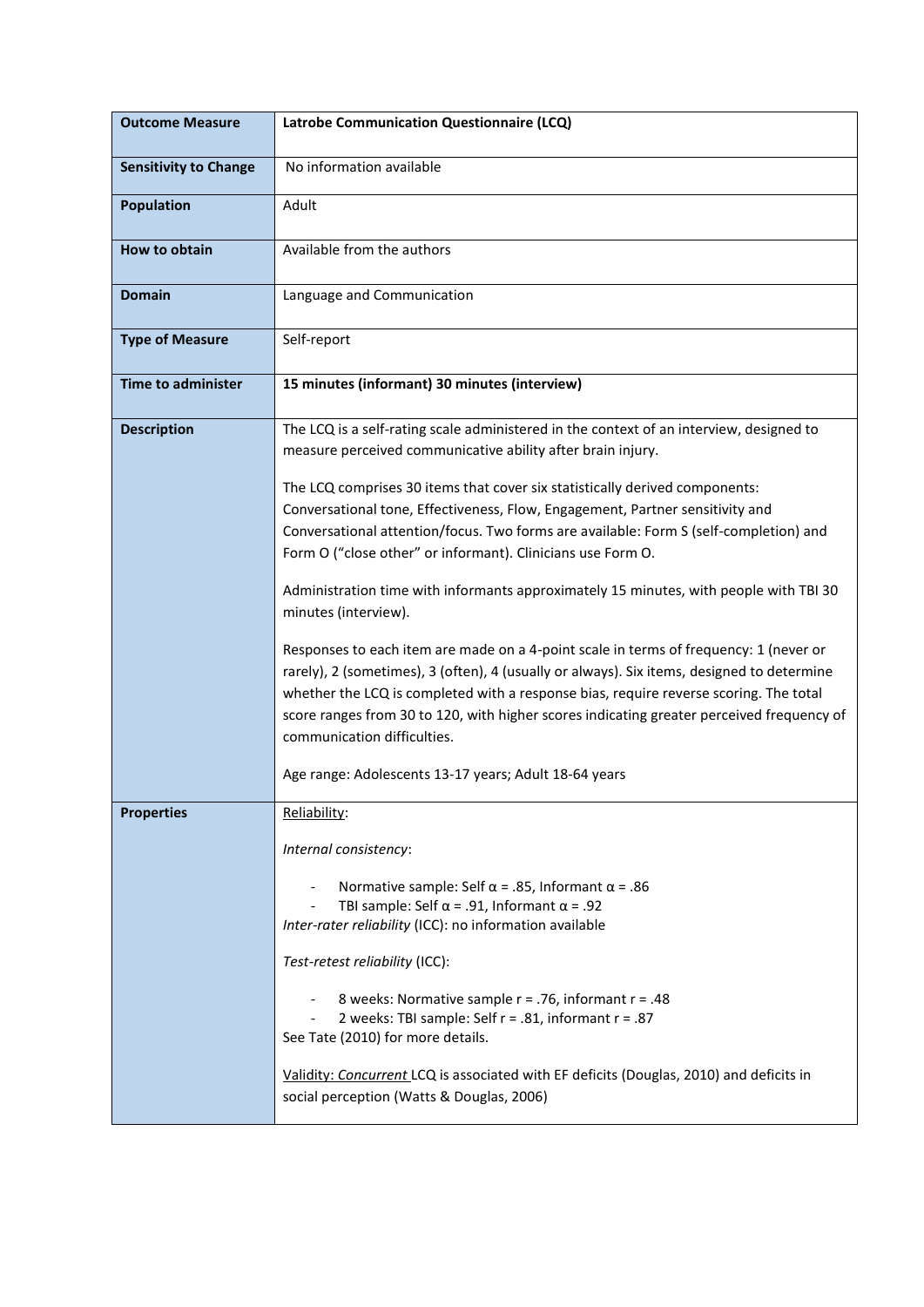| **Outcome Measure** | **Latrobe Communication Questionnaire (LCQ)** |
|---|---|
| **Sensitivity to Change** | No information available |
| **Population** | Adult |
| **How to obtain** | Available from the authors |
| **Domain** | Language and Communication |
| **Type of Measure** | Self-report |
| **Time to administer** | **15 minutes (informant) 30 minutes (interview)** |
| **Description** | The LCQ is a self-rating scale administered in the context of an interview, designed to measure perceived communicative ability after brain injury.<br><br>The LCQ comprises 30 items that cover six statistically derived components: Conversational tone, Effectiveness, Flow, Engagement, Partner sensitivity and Conversational attention/focus. Two forms are available: Form S (self-completion) and Form O ("close other" or informant). Clinicians use Form O.<br><br>Administration time with informants approximately 15 minutes, with people with TBI 30 minutes (interview).<br><br>Responses to each item are made on a 4-point scale in terms of frequency: 1 (never or rarely), 2 (sometimes), 3 (often), 4 (usually or always). Six items, designed to determine whether the LCQ is completed with a response bias, require reverse scoring. The total score ranges from 30 to 120, with higher scores indicating greater perceived frequency of communication difficulties.<br><br>Age range: Adolescents 13-17 years; Adult 18-64 years |
| **Properties** | <u>Reliability</u>:<br><br>*Internal consistency*:<br><br>- Normative sample: Self α = .85, Informant α = .86<br>- TBI sample: Self α = .91, Informant α = .92<br><br>*Inter-rater reliability* (ICC): no information available<br><br>*Test-retest reliability* (ICC):<br><br>- 8 weeks: Normative sample r = .76, informant r = .48<br>- 2 weeks: TBI sample: Self r = .81, informant r = .87<br><br>See Tate (2010) for more details.<br><br><u>Validity: *Concurrent*</u> LCQ is associated with EF deficits (Douglas, 2010) and deficits in social perception (Watts & Douglas, 2006) |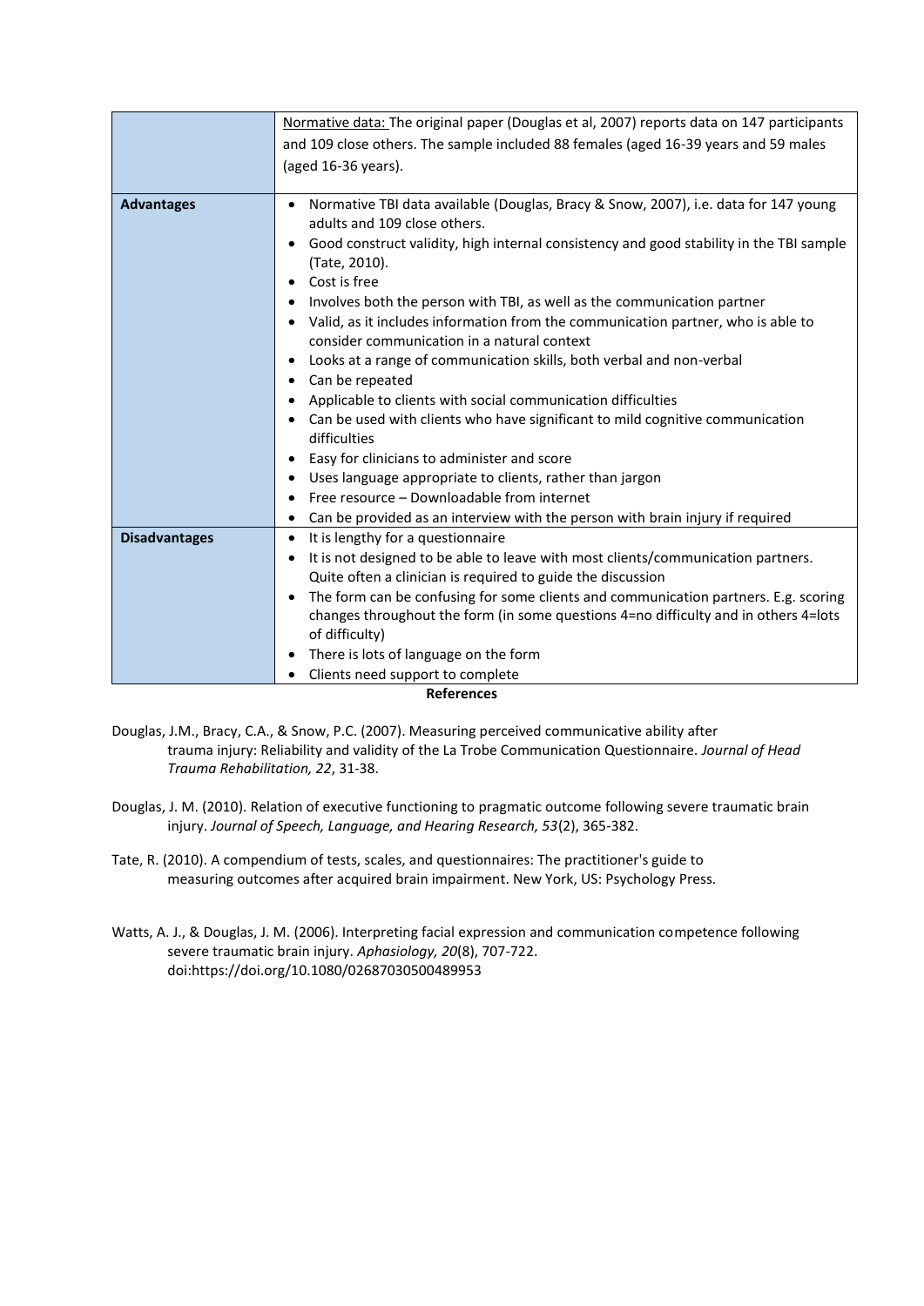| | |
|---|---|
| | Normative data: The original paper (Douglas et al, 2007) reports data on 147 participants and 109 close others. The sample included 88 females (aged 16-39 years and 59 males (aged 16-36 years). |
| **Advantages** | • Normative TBI data available (Douglas, Bracy & Snow, 2007), i.e. data for 147 young adults and 109 close others.<br>• Good construct validity, high internal consistency and good stability in the TBI sample (Tate, 2010).<br>• Cost is free<br>• Involves both the person with TBI, as well as the communication partner<br>• Valid, as it includes information from the communication partner, who is able to consider communication in a natural context<br>• Looks at a range of communication skills, both verbal and non-verbal<br>• Can be repeated<br>• Applicable to clients with social communication difficulties<br>• Can be used with clients who have significant to mild cognitive communication difficulties<br>• Easy for clinicians to administer and score<br>• Uses language appropriate to clients, rather than jargon<br>• Free resource – Downloadable from internet<br>• Can be provided as an interview with the person with brain injury if required |
| **Disadvantages** | • It is lengthy for a questionnaire<br>• It is not designed to be able to leave with most clients/communication partners. Quite often a clinician is required to guide the discussion<br>• The form can be confusing for some clients and communication partners. E.g. scoring changes throughout the form (in some questions 4=no difficulty and in others 4=lots of difficulty)<br>• There is lots of language on the form<br>• Clients need support to complete |

**References**

Douglas, J.M., Bracy, C.A., & Snow, P.C. (2007). Measuring perceived communicative ability after trauma injury: Reliability and validity of the La Trobe Communication Questionnaire. *Journal of Head Trauma Rehabilitation, 22*, 31-38.

Douglas, J. M. (2010). Relation of executive functioning to pragmatic outcome following severe traumatic brain injury. *Journal of Speech, Language, and Hearing Research, 53*(2), 365-382.

Tate, R. (2010). A compendium of tests, scales, and questionnaires: The practitioner's guide to measuring outcomes after acquired brain impairment. New York, US: Psychology Press.

Watts, A. J., & Douglas, J. M. (2006). Interpreting facial expression and communication competence following severe traumatic brain injury. *Aphasiology, 20*(8), 707-722. doi:https://doi.org/10.1080/02687030500489953